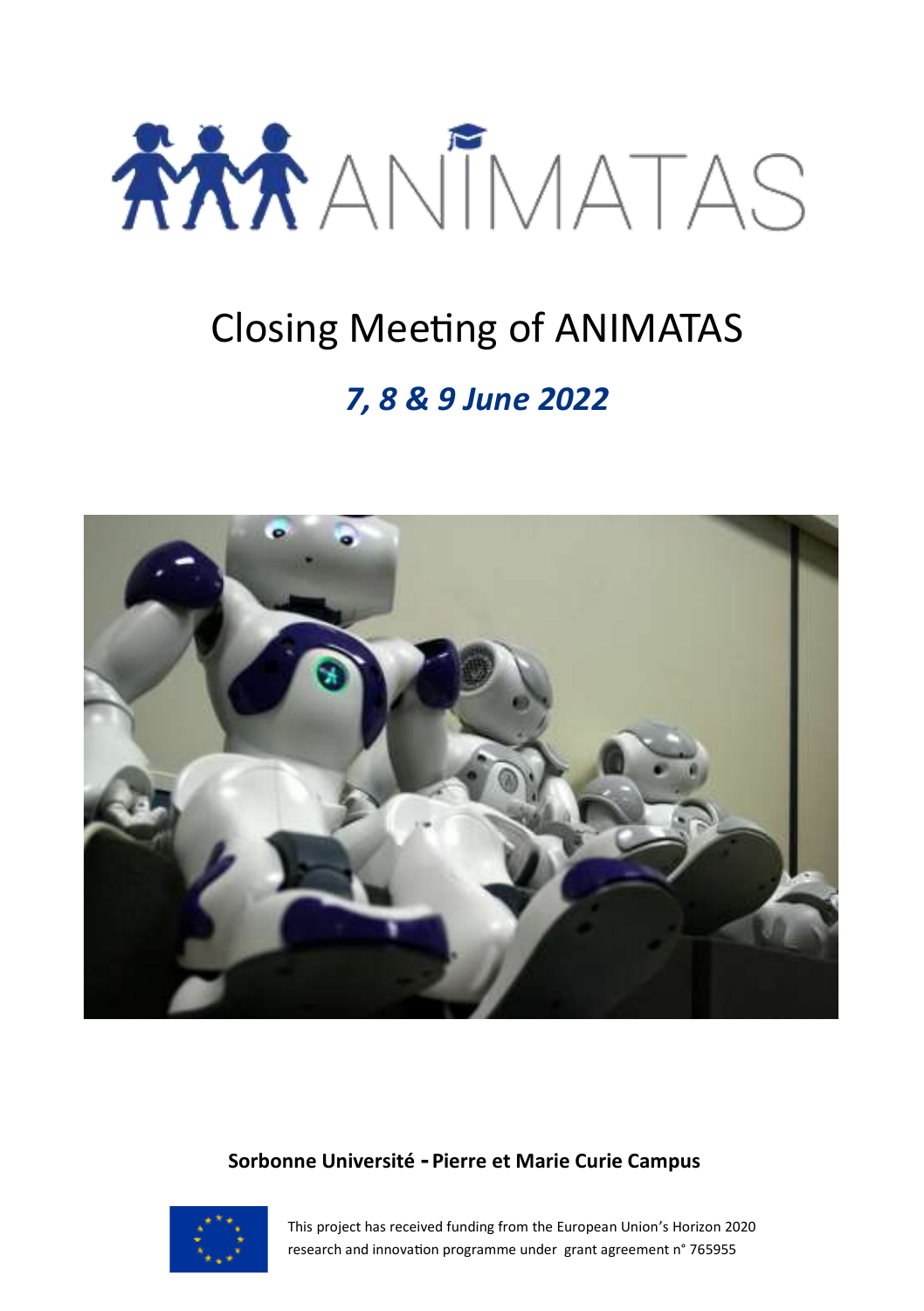# ANIMATAS

## Closing Meeting of ANIMATAS

***7, 8 & 9 June 2022***

**Sorbonne Université - Pierre et Marie Curie Campus**

This project has received funding from the European Union's Horizon 2020 research and innovation programme under grant agreement n° 765955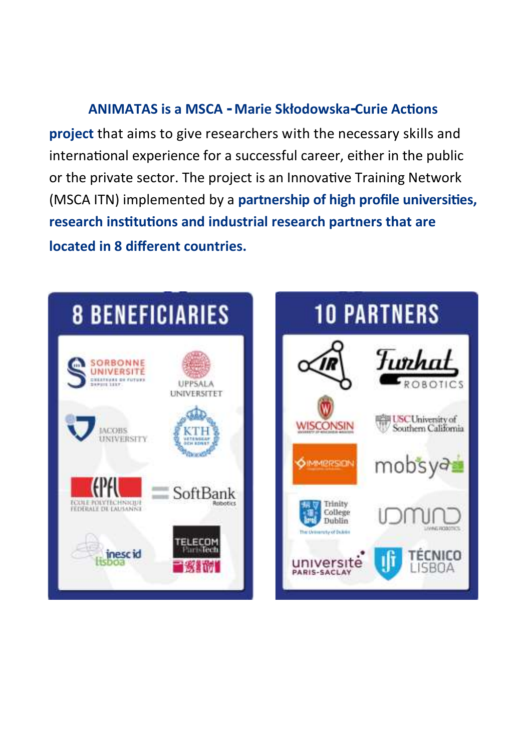**ANIMATAS is a MSCA - Marie Skłodowska-Curie Actions project** that aims to give researchers with the necessary skills and international experience for a successful career, either in the public or the private sector. The project is an Innovative Training Network (MSCA ITN) implemented by a **partnership of high profile universities, research institutions and industrial research partners that are located in 8 different countries.**

## 8 BENEFICIARIES

- Sorbonne Université
- Uppsala Universitet
- Jacobs University
- KTH
- EPFL – École Polytechnique Fédérale de Lausanne
- SoftBank Robotics
- INESC-ID Lisboa
- Telecom ParisTech

## 10 PARTNERS

- IR
- Furhat Robotics
- Wisconsin – University of Wisconsin-Madison
- USC University of Southern California
- Immersion
- Mobsya
- Trinity College Dublin
- Idmind
- Université Paris-Saclay
- Técnico Lisboa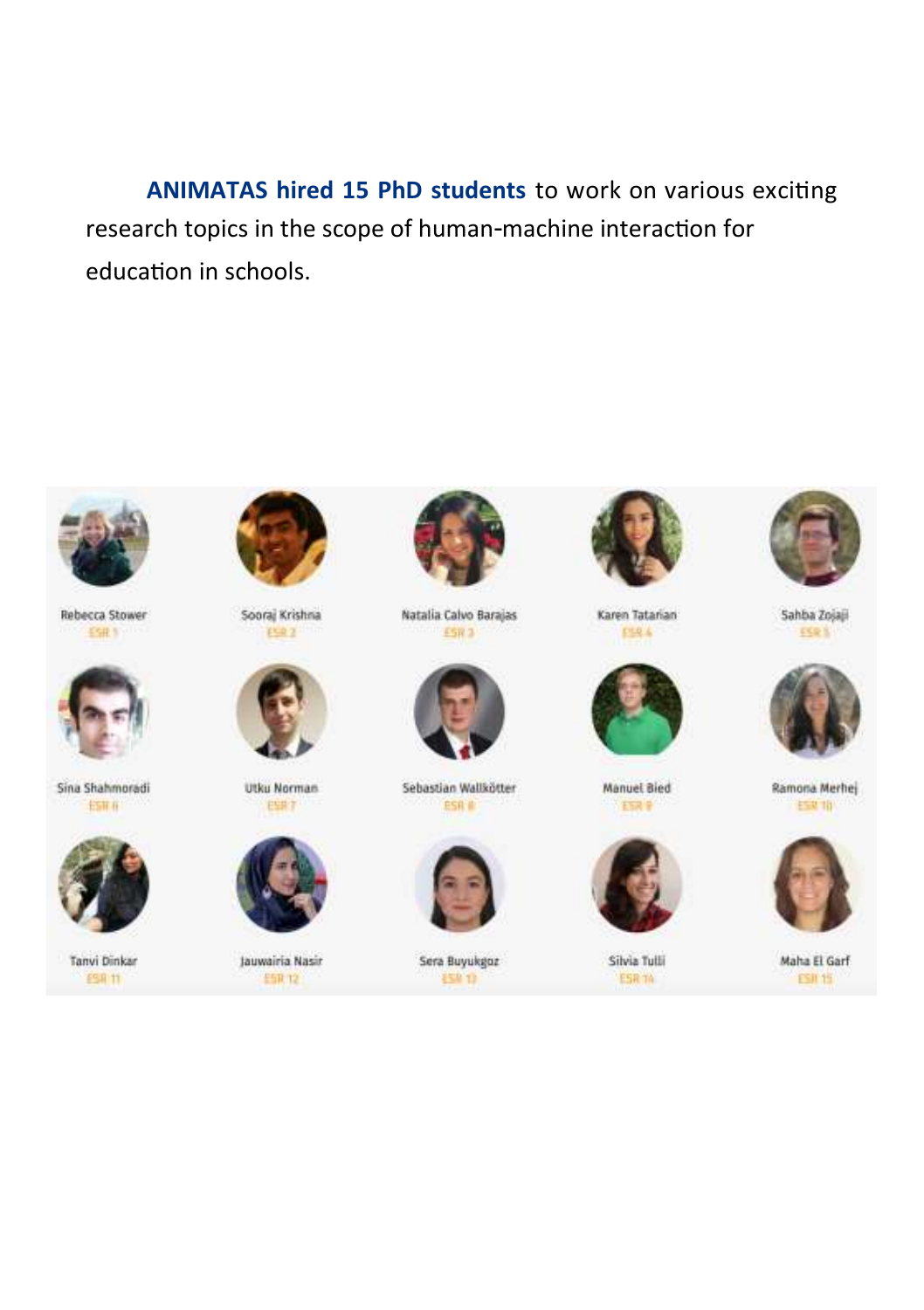**ANIMATAS hired 15 PhD students** to work on various exciting research topics in the scope of human-machine interaction for education in schools.

| | | | | |
|---|---|---|---|---|
| Rebecca Stower<br>ESR 1 | Sooraj Krishna<br>ESR 2 | Natalia Calvo Barajas<br>ESR 3 | Karen Tatarian<br>ESR 4 | Sahba Zojaji<br>ESR 5 |
| Sina Shahmoradi<br>ESR 6 | Utku Norman<br>ESR 7 | Sebastian Wallkötter<br>ESR 8 | Manuel Bied<br>ESR 9 | Ramona Merhej<br>ESR 10 |
| Tanvi Dinkar<br>ESR 11 | Jauwairia Nasir<br>ESR 12 | Sera Buyukgoz<br>ESR 13 | Silvia Tulli<br>ESR 14 | Maha El Garf<br>ESR 15 |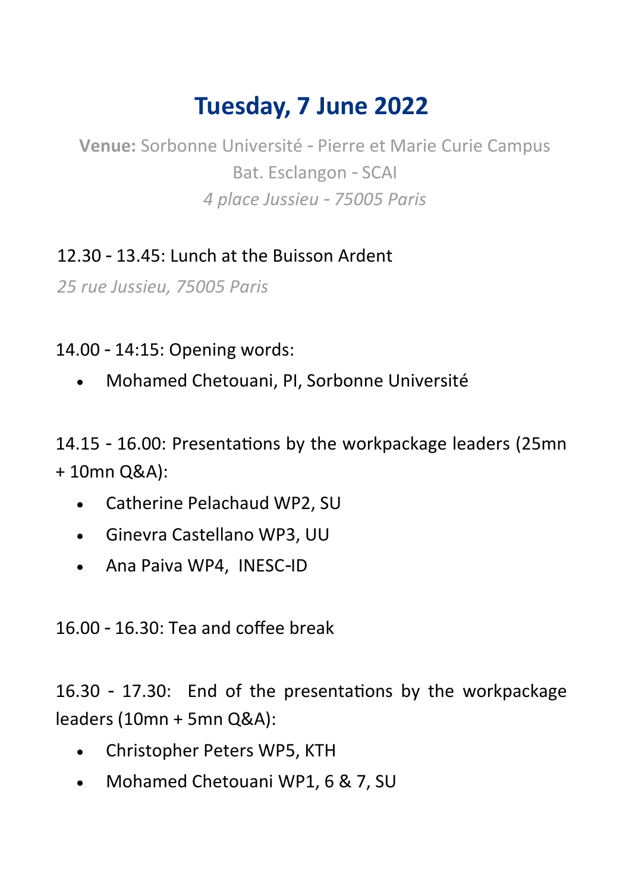# Tuesday, 7 June 2022

**Venue:** Sorbonne Université - Pierre et Marie Curie Campus
Bat. Esclangon - SCAI
*4 place Jussieu - 75005 Paris*

12.30 - 13.45: Lunch at the Buisson Ardent

*25 rue Jussieu, 75005 Paris*

14.00 - 14:15: Opening words:

- Mohamed Chetouani, PI, Sorbonne Université

14.15 - 16.00: Presentations by the workpackage leaders (25mn + 10mn Q&A):

- Catherine Pelachaud WP2, SU
- Ginevra Castellano WP3, UU
- Ana Paiva WP4, INESC-ID

16.00 - 16.30: Tea and coffee break

16.30 - 17.30: End of the presentations by the workpackage leaders (10mn + 5mn Q&A):

- Christopher Peters WP5, KTH
- Mohamed Chetouani WP1, 6 & 7, SU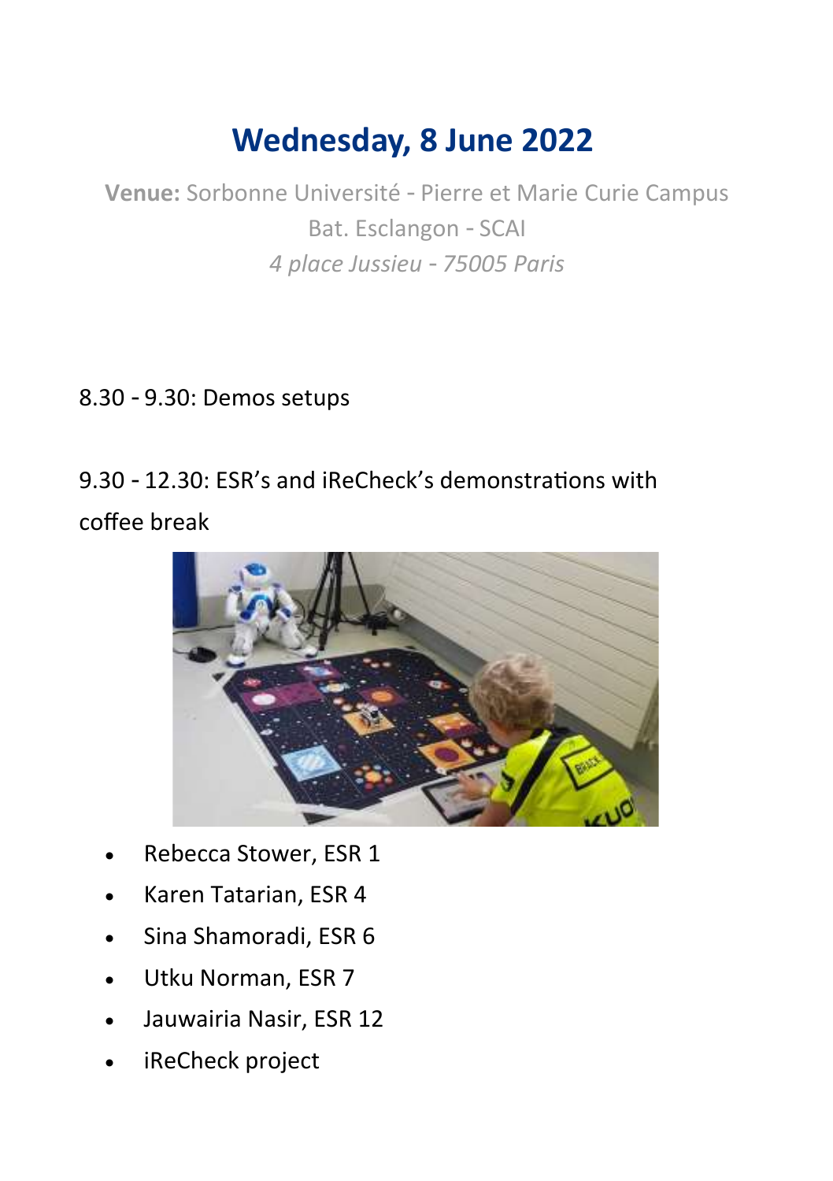# Wednesday, 8 June 2022

**Venue:** Sorbonne Université - Pierre et Marie Curie Campus
Bat. Esclangon - SCAI
*4 place Jussieu - 75005 Paris*

8.30 - 9.30: Demos setups

9.30 - 12.30: ESR's and iReCheck's demonstrations with coffee break

- Rebecca Stower, ESR 1
- Karen Tatarian, ESR 4
- Sina Shamoradi, ESR 6
- Utku Norman, ESR 7
- Jauwairia Nasir, ESR 12
- iReCheck project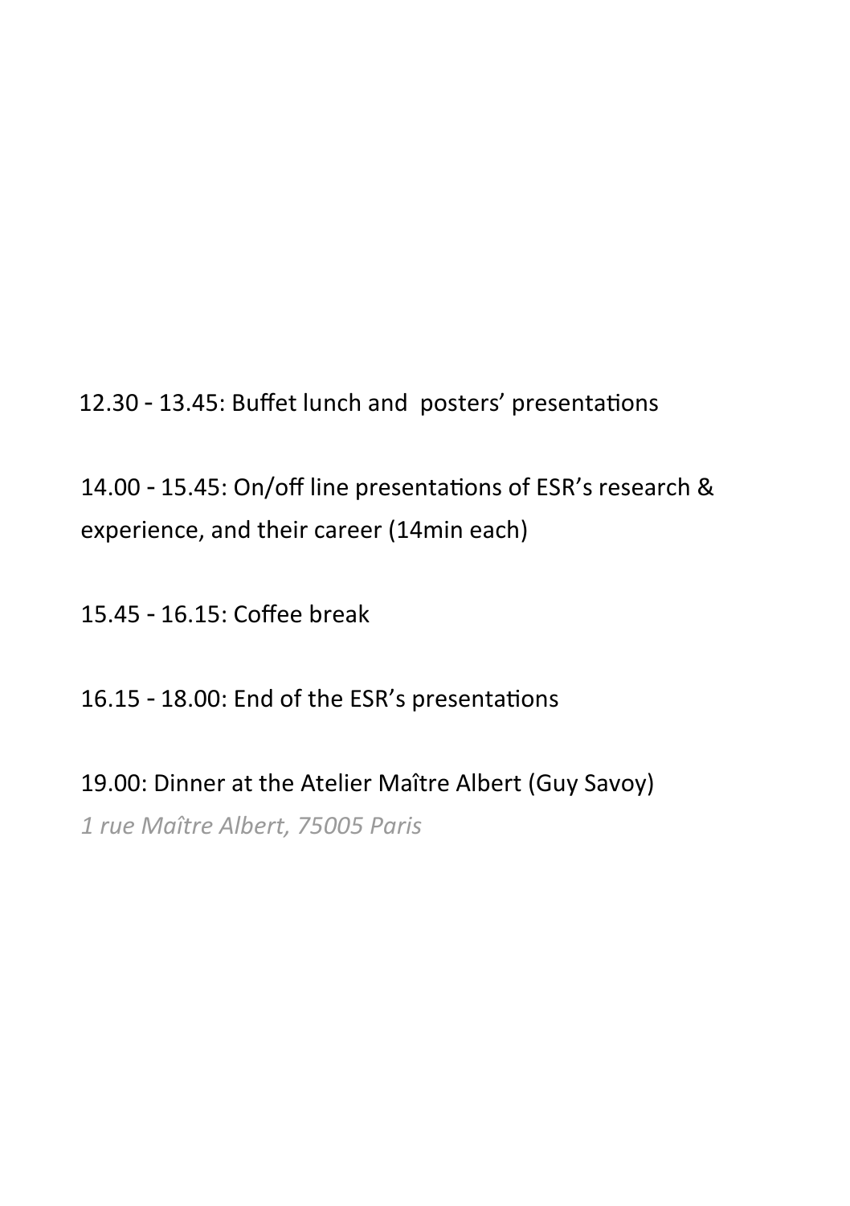12.30 - 13.45: Buffet lunch and  posters' presentations

14.00 - 15.45: On/off line presentations of ESR's research & experience, and their career (14min each)

15.45 - 16.15: Coffee break

16.15 - 18.00: End of the ESR's presentations

19.00: Dinner at the Atelier Maître Albert (Guy Savoy)

*1 rue Maître Albert, 75005 Paris*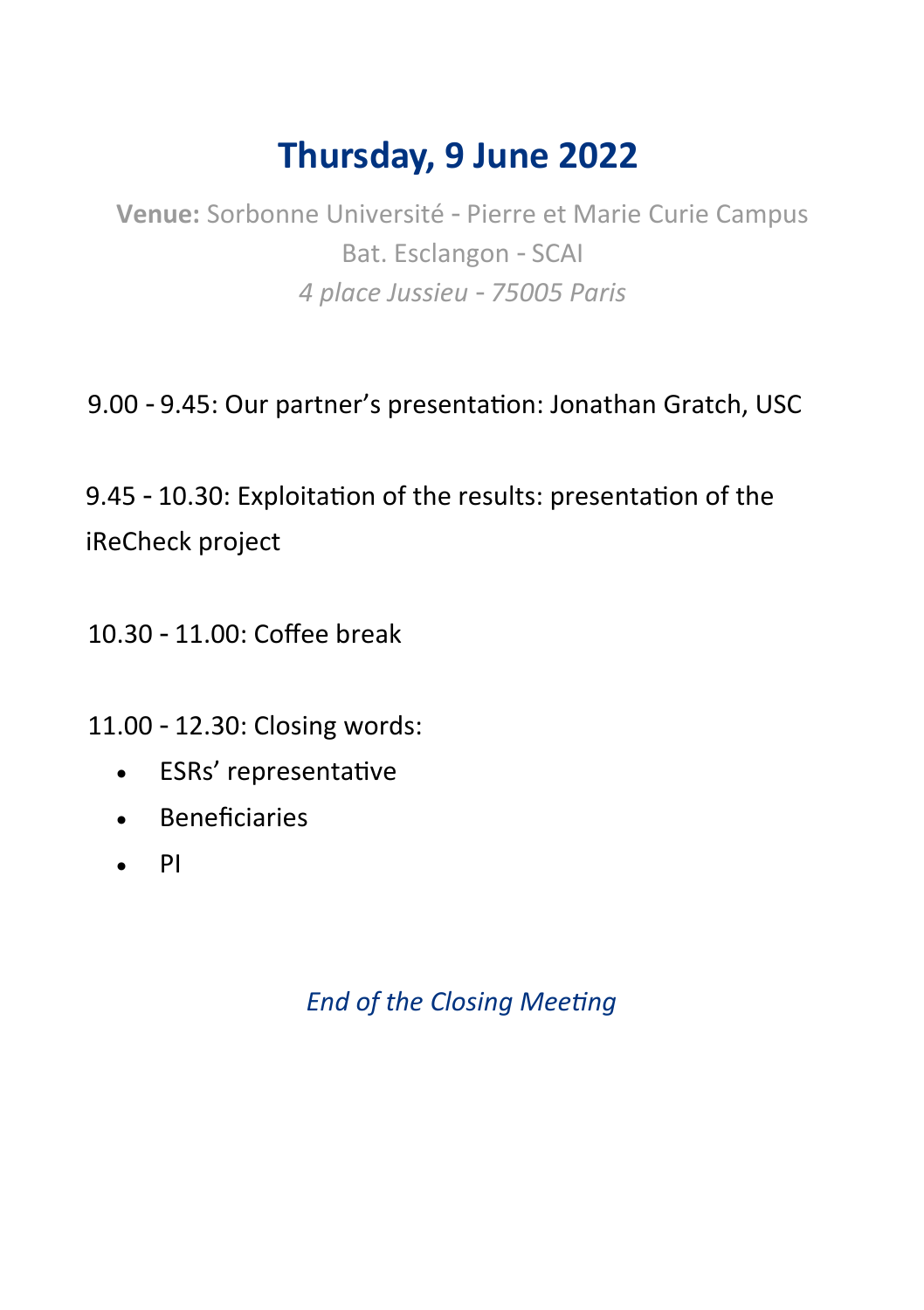# Thursday, 9 June 2022

**Venue:** Sorbonne Université - Pierre et Marie Curie Campus
Bat. Esclangon - SCAI
*4 place Jussieu - 75005 Paris*

9.00 - 9.45: Our partner's presentation: Jonathan Gratch, USC

9.45 - 10.30: Exploitation of the results: presentation of the iReCheck project

10.30 - 11.00: Coffee break

11.00 - 12.30: Closing words:

- ESRs' representative
- Beneficiaries
- PI

*End of the Closing Meeting*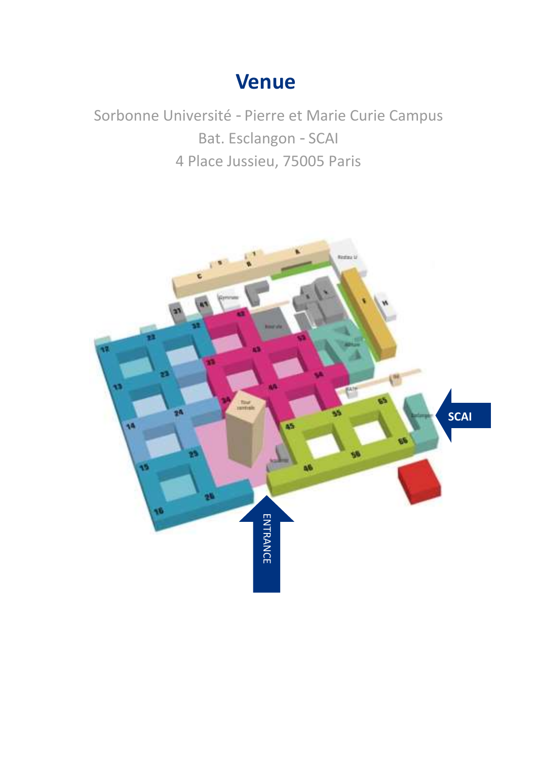# Venue

Sorbonne Université - Pierre et Marie Curie Campus

Bat. Esclangon - SCAI

4 Place Jussieu, 75005 Paris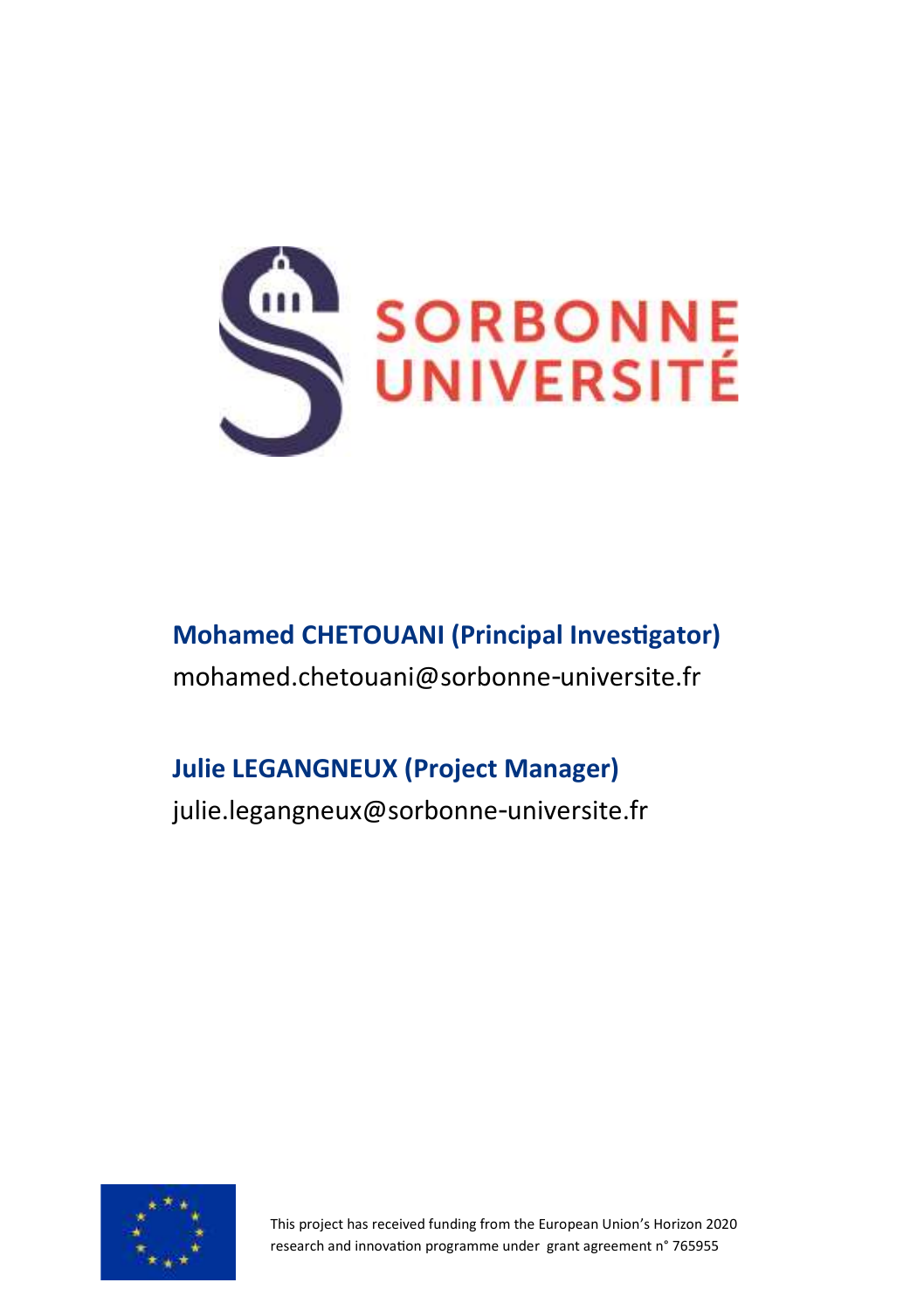SORBONNE UNIVERSITÉ

**Mohamed CHETOUANI (Principal Investigator)**

mohamed.chetouani@sorbonne-universite.fr

**Julie LEGANGNEUX (Project Manager)**

julie.legangneux@sorbonne-universite.fr

This project has received funding from the European Union's Horizon 2020 research and innovation programme under grant agreement n° 765955